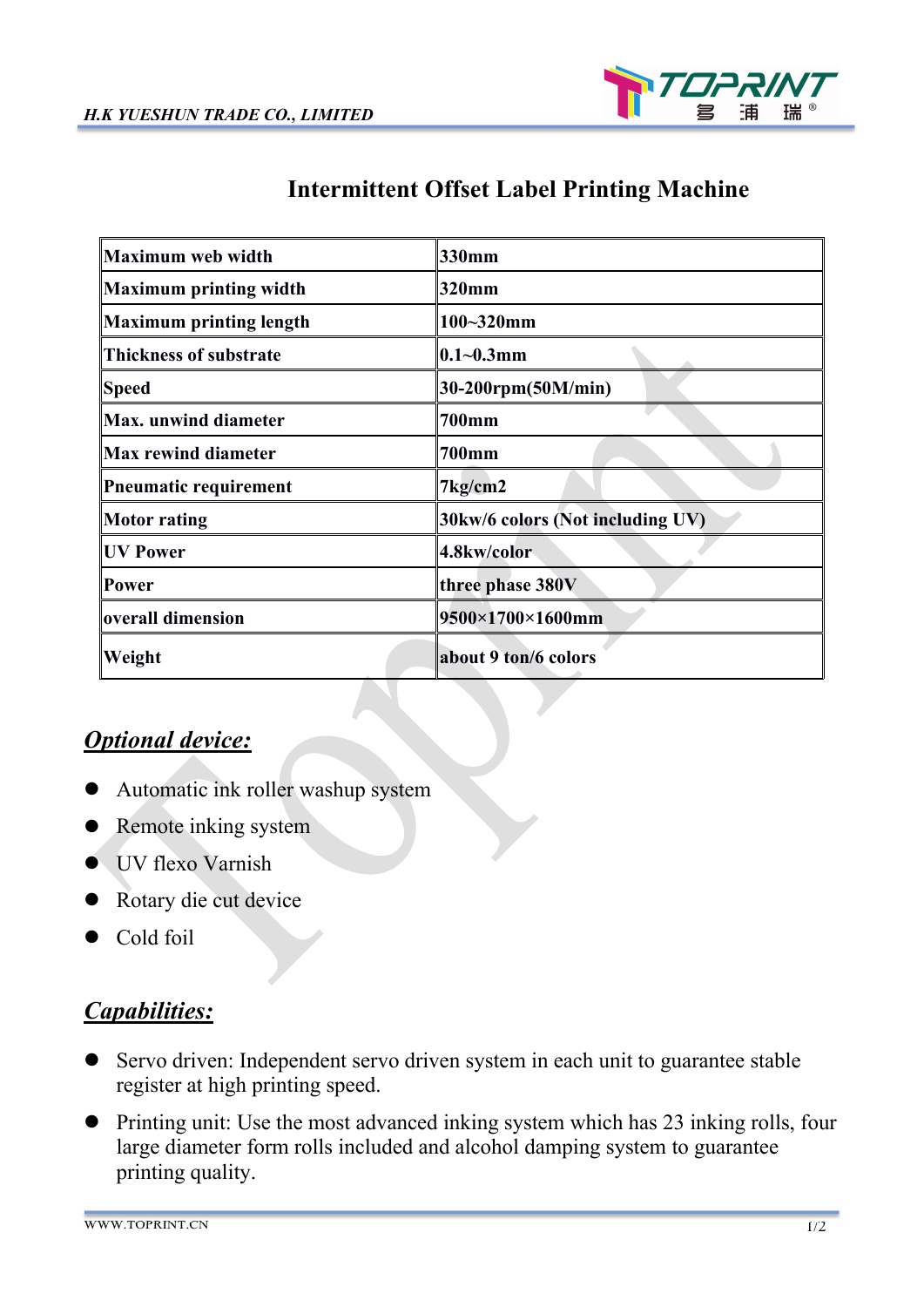# Intermittent Offset Label Printing Machine

| Maximum web width | 330mm |
|---|---|
| Maximum printing width | 320mm |
| Maximum printing length | 100~320mm |
| Thickness of substrate | 0.1~0.3mm |
| Speed | 30-200rpm(50M/min) |
| Max. unwind diameter | 700mm |
| Max rewind diameter | 700mm |
| Pneumatic requirement | 7kg/cm2 |
| Motor rating | 30kw/6 colors (Not including UV) |
| UV Power | 4.8kw/color |
| Power | three phase 380V |
| overall dimension | 9500×1700×1600mm |
| Weight | about 9 ton/6 colors |

## ***Optional device:***

- Automatic ink roller washup system
- Remote inking system
- UV flexo Varnish
- Rotary die cut device
- Cold foil

## ***Capabilities:***

- Servo driven: Independent servo driven system in each unit to guarantee stable register at high printing speed.
- Printing unit: Use the most advanced inking system which has 23 inking rolls, four large diameter form rolls included and alcohol damping system to guarantee printing quality.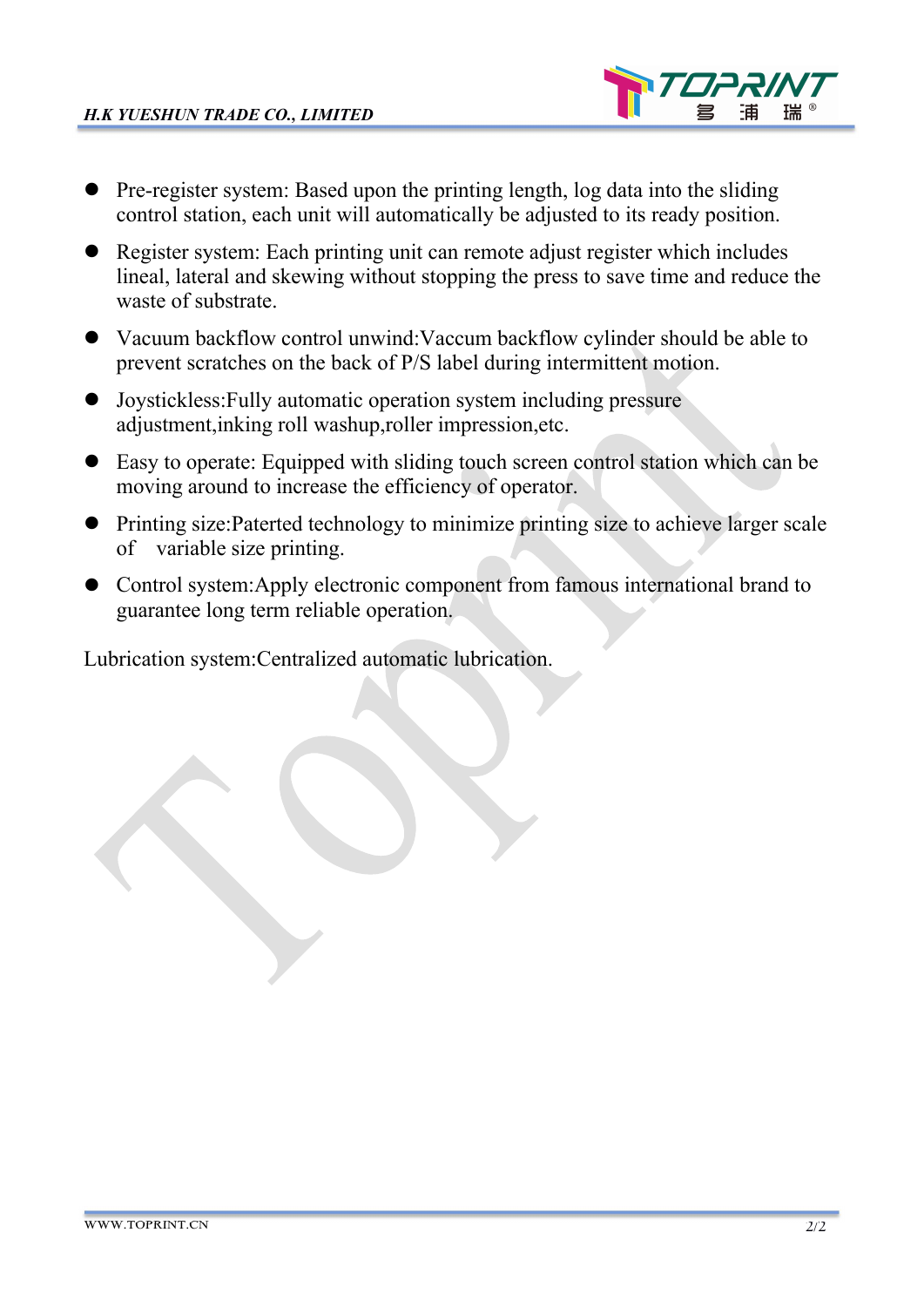- Pre-register system: Based upon the printing length, log data into the sliding control station, each unit will automatically be adjusted to its ready position.
- Register system: Each printing unit can remote adjust register which includes lineal, lateral and skewing without stopping the press to save time and reduce the waste of substrate.
- Vacuum backflow control unwind:Vaccum backflow cylinder should be able to prevent scratches on the back of P/S label during intermittent motion.
- Joystickless:Fully automatic operation system including pressure adjustment,inking roll washup,roller impression,etc.
- Easy to operate: Equipped with sliding touch screen control station which can be moving around to increase the efficiency of operator.
- Printing size:Paterted technology to minimize printing size to achieve larger scale of variable size printing.
- Control system:Apply electronic component from famous international brand to guarantee long term reliable operation.

Lubrication system:Centralized automatic lubrication.